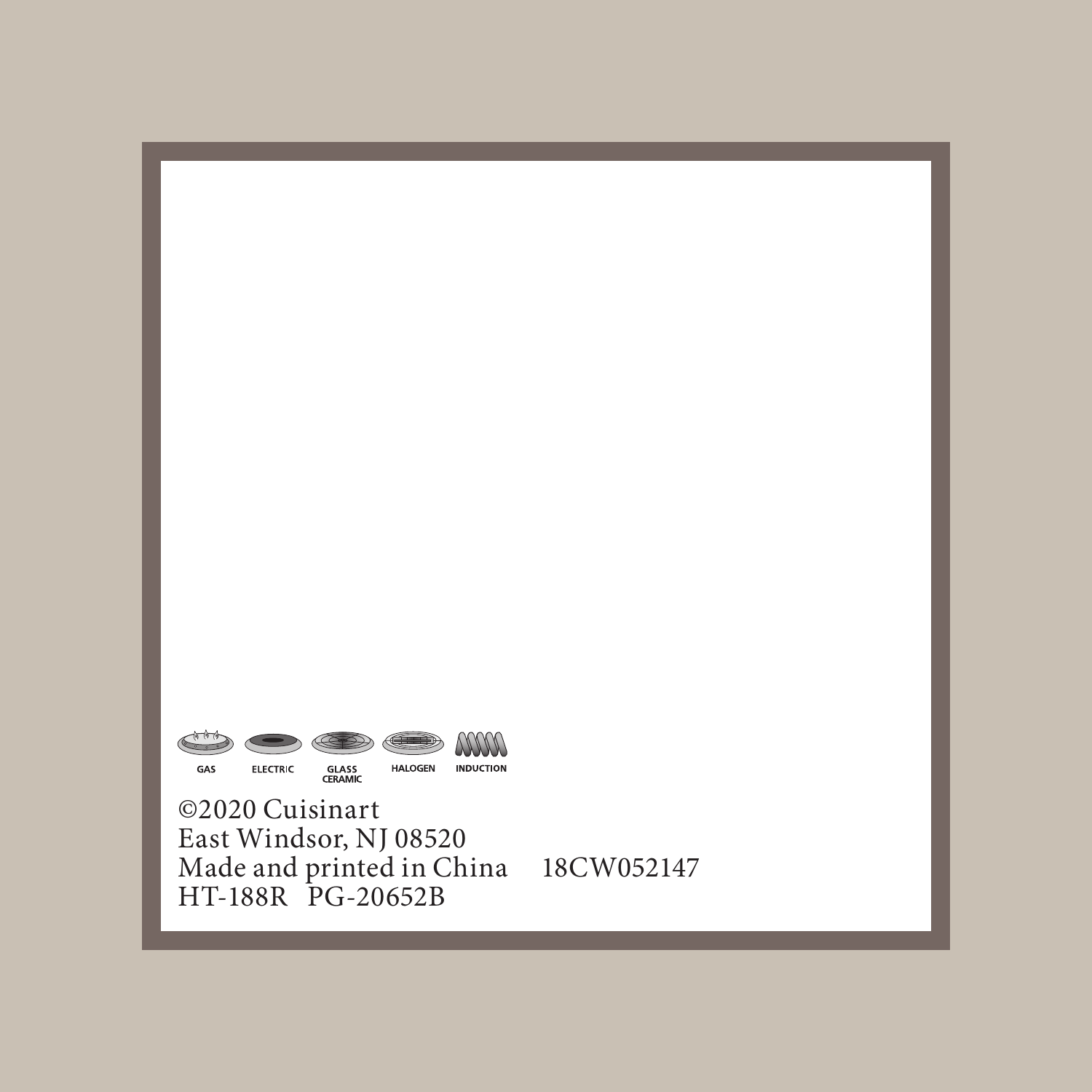GAS ELECTRIC GLASS CERAMIC HALOGEN INDUCTION

©2020 Cuisinart  
East Windsor, NJ 08520  
Made and printed in China     18CW052147  
HT-188R   PG-20652B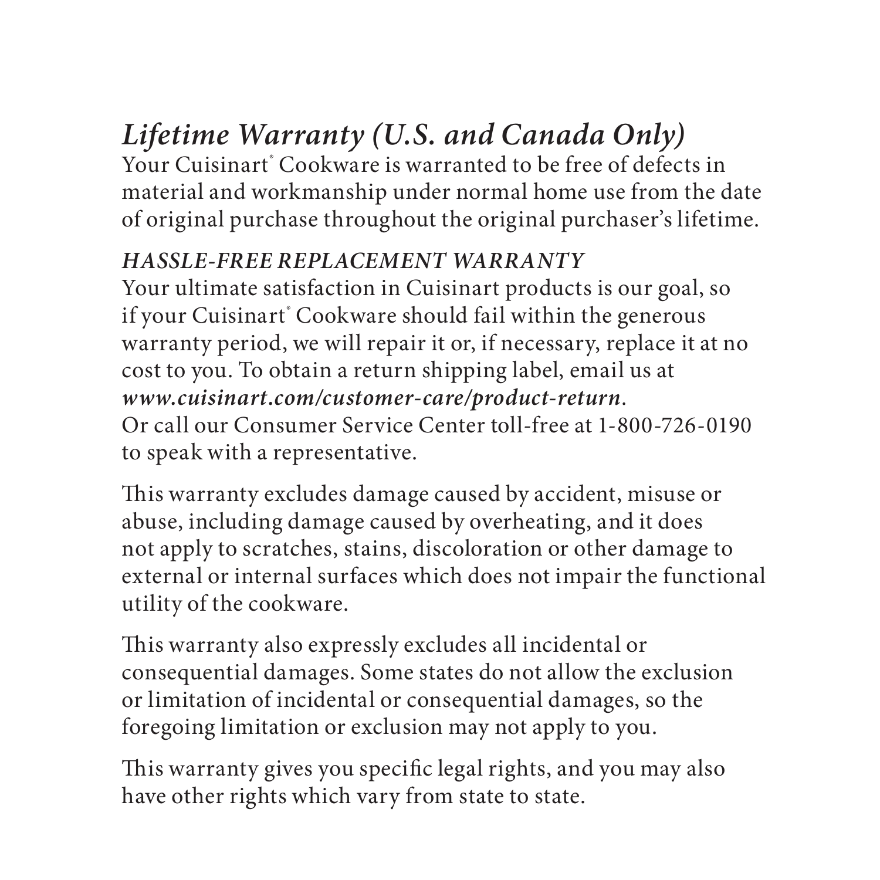## *Lifetime Warranty (U.S. and Canada Only)*

Your Cuisinart® Cookware is warranted to be free of defects in material and workmanship under normal home use from the date of original purchase throughout the original purchaser's lifetime.

### *HASSLE-FREE REPLACEMENT WARRANTY*

Your ultimate satisfaction in Cuisinart products is our goal, so if your Cuisinart® Cookware should fail within the generous warranty period, we will repair it or, if necessary, replace it at no cost to you. To obtain a return shipping label, email us at ***www.cuisinart.com/customer-care/product-return***. Or call our Consumer Service Center toll-free at 1-800-726-0190 to speak with a representative.

This warranty excludes damage caused by accident, misuse or abuse, including damage caused by overheating, and it does not apply to scratches, stains, discoloration or other damage to external or internal surfaces which does not impair the functional utility of the cookware.

This warranty also expressly excludes all incidental or consequential damages. Some states do not allow the exclusion or limitation of incidental or consequential damages, so the foregoing limitation or exclusion may not apply to you.

This warranty gives you specific legal rights, and you may also have other rights which vary from state to state.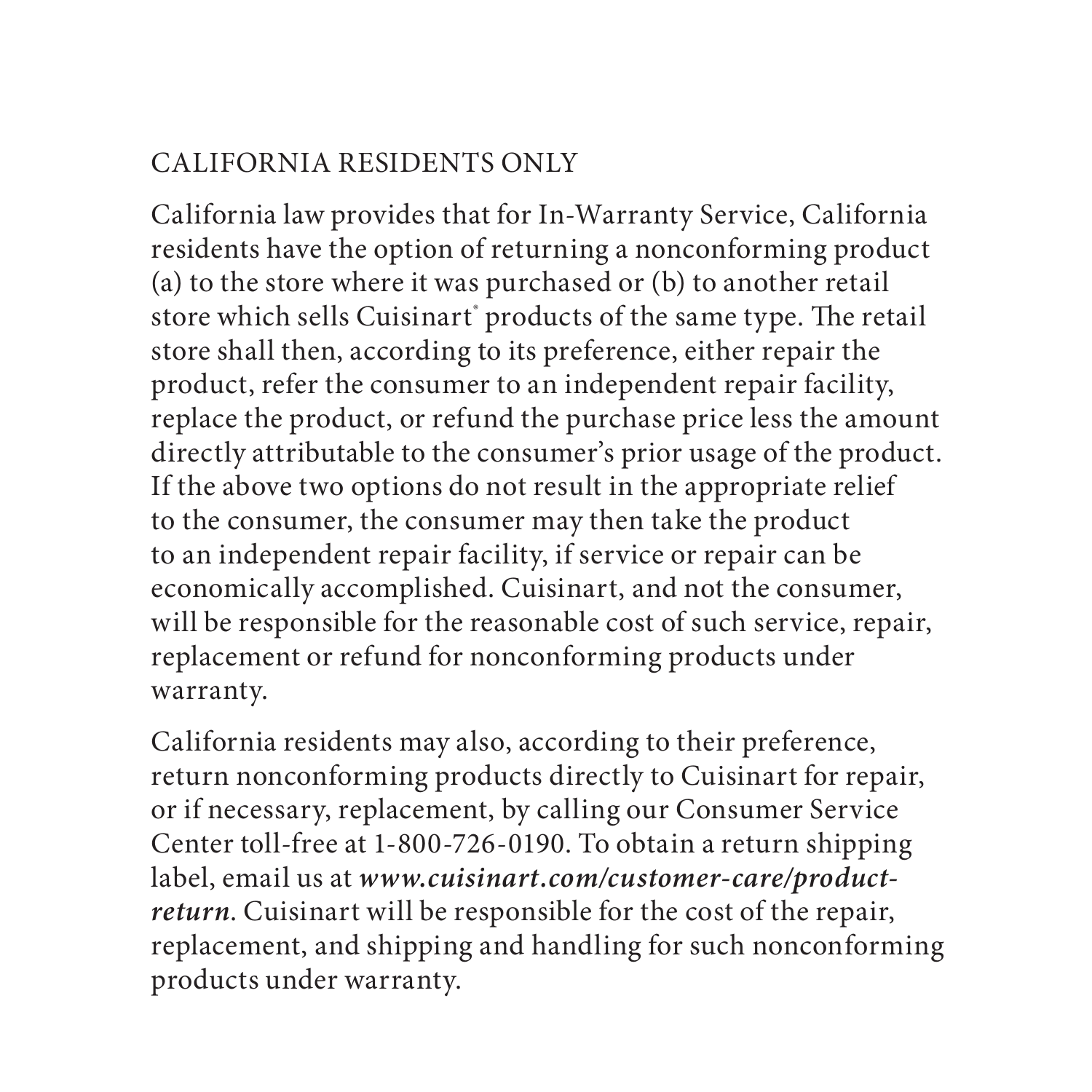## CALIFORNIA RESIDENTS ONLY

California law provides that for In-Warranty Service, California residents have the option of returning a nonconforming product (a) to the store where it was purchased or (b) to another retail store which sells Cuisinart® products of the same type. The retail store shall then, according to its preference, either repair the product, refer the consumer to an independent repair facility, replace the product, or refund the purchase price less the amount directly attributable to the consumer's prior usage of the product. If the above two options do not result in the appropriate relief to the consumer, the consumer may then take the product to an independent repair facility, if service or repair can be economically accomplished. Cuisinart, and not the consumer, will be responsible for the reasonable cost of such service, repair, replacement or refund for nonconforming products under warranty.

California residents may also, according to their preference, return nonconforming products directly to Cuisinart for repair, or if necessary, replacement, by calling our Consumer Service Center toll-free at 1-800-726-0190. To obtain a return shipping label, email us at ***www.cuisinart.com/customer-care/product-return***. Cuisinart will be responsible for the cost of the repair, replacement, and shipping and handling for such nonconforming products under warranty.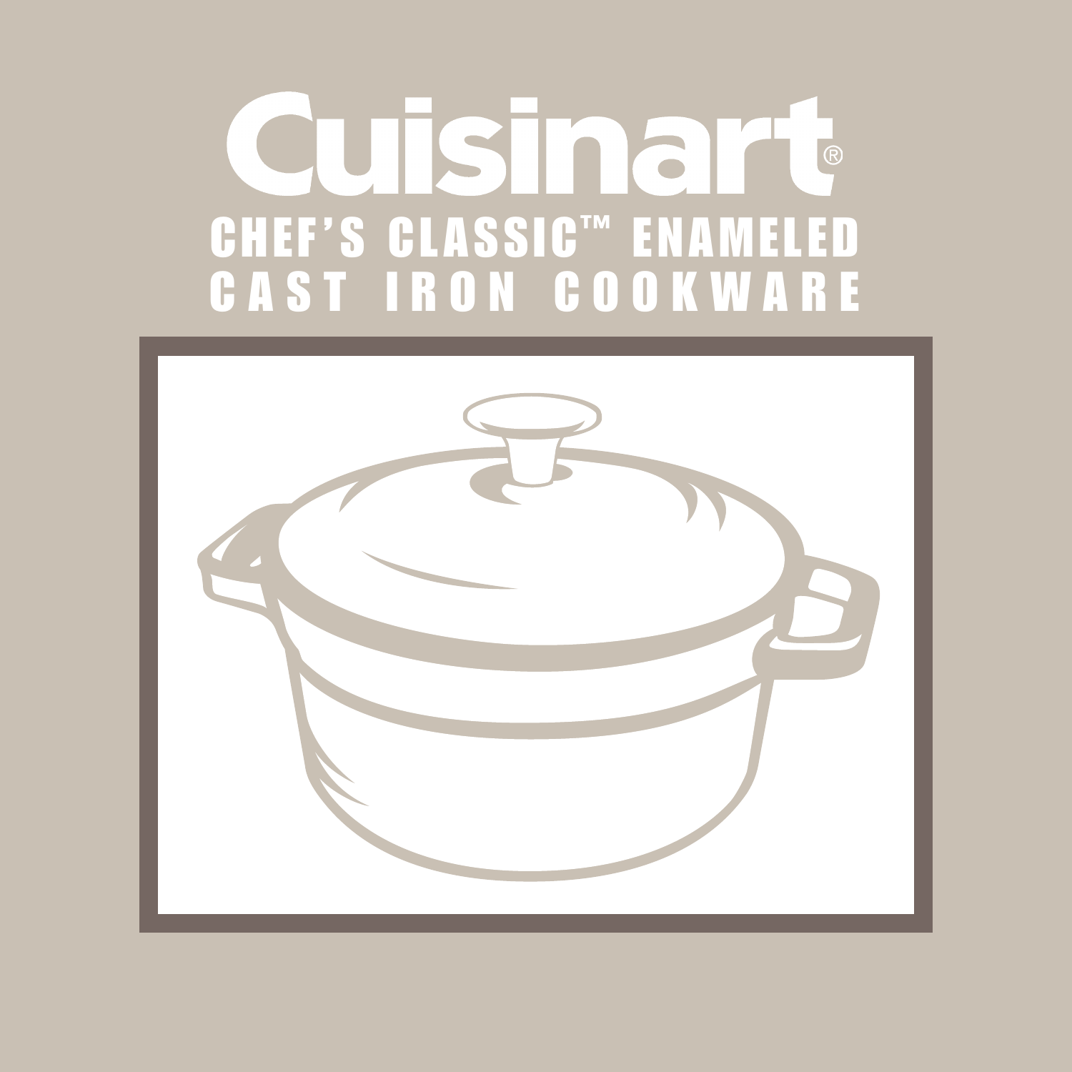# Cuisinart®

## CHEF'S CLASSIC™ ENAMELED CAST IRON COOKWARE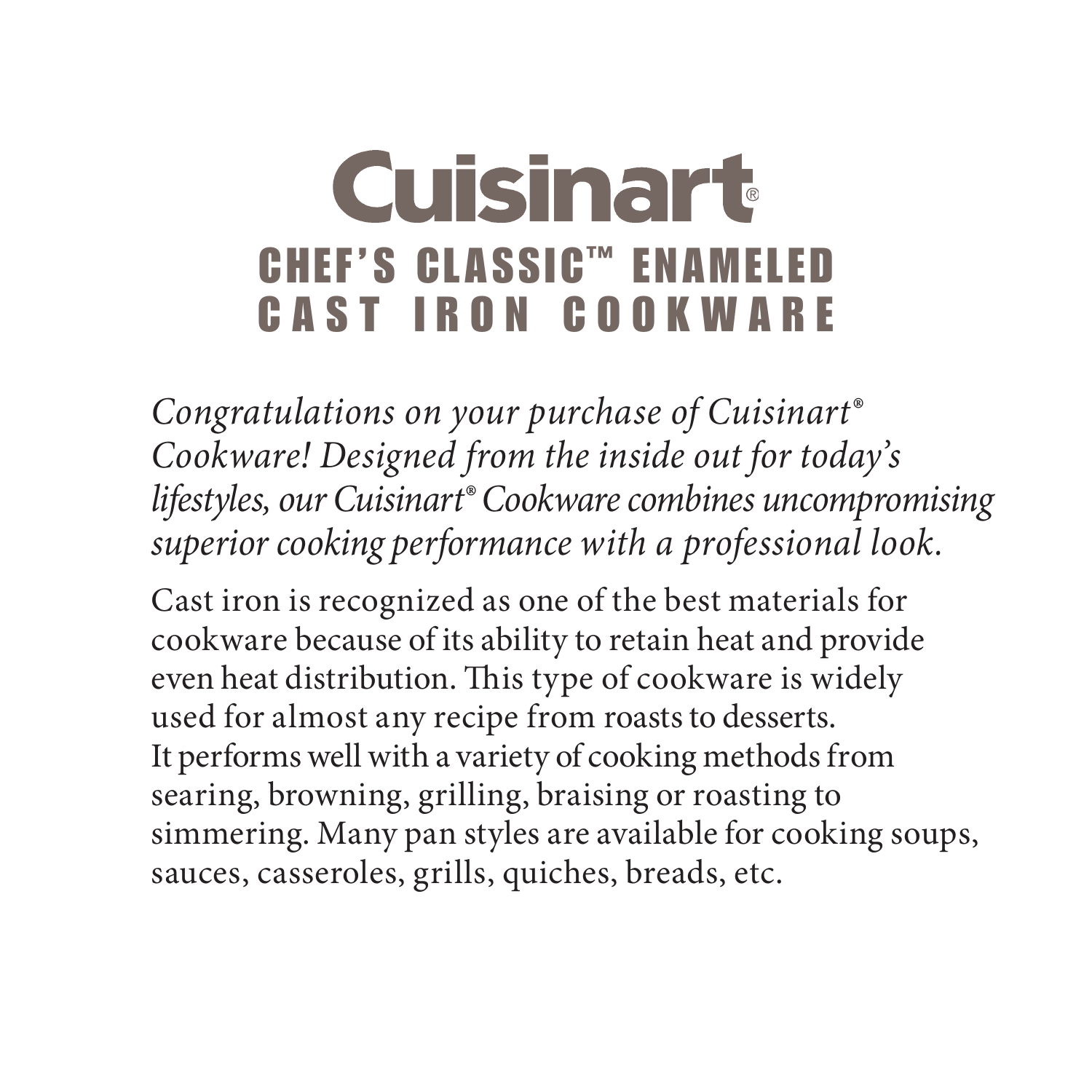# Cuisinart®

## CHEF'S CLASSIC™ ENAMELED CAST IRON COOKWARE

*Congratulations on your purchase of Cuisinart® Cookware! Designed from the inside out for today's lifestyles, our Cuisinart® Cookware combines uncompromising superior cooking performance with a professional look.*

Cast iron is recognized as one of the best materials for cookware because of its ability to retain heat and provide even heat distribution. This type of cookware is widely used for almost any recipe from roasts to desserts. It performs well with a variety of cooking methods from searing, browning, grilling, braising or roasting to simmering. Many pan styles are available for cooking soups, sauces, casseroles, grills, quiches, breads, etc.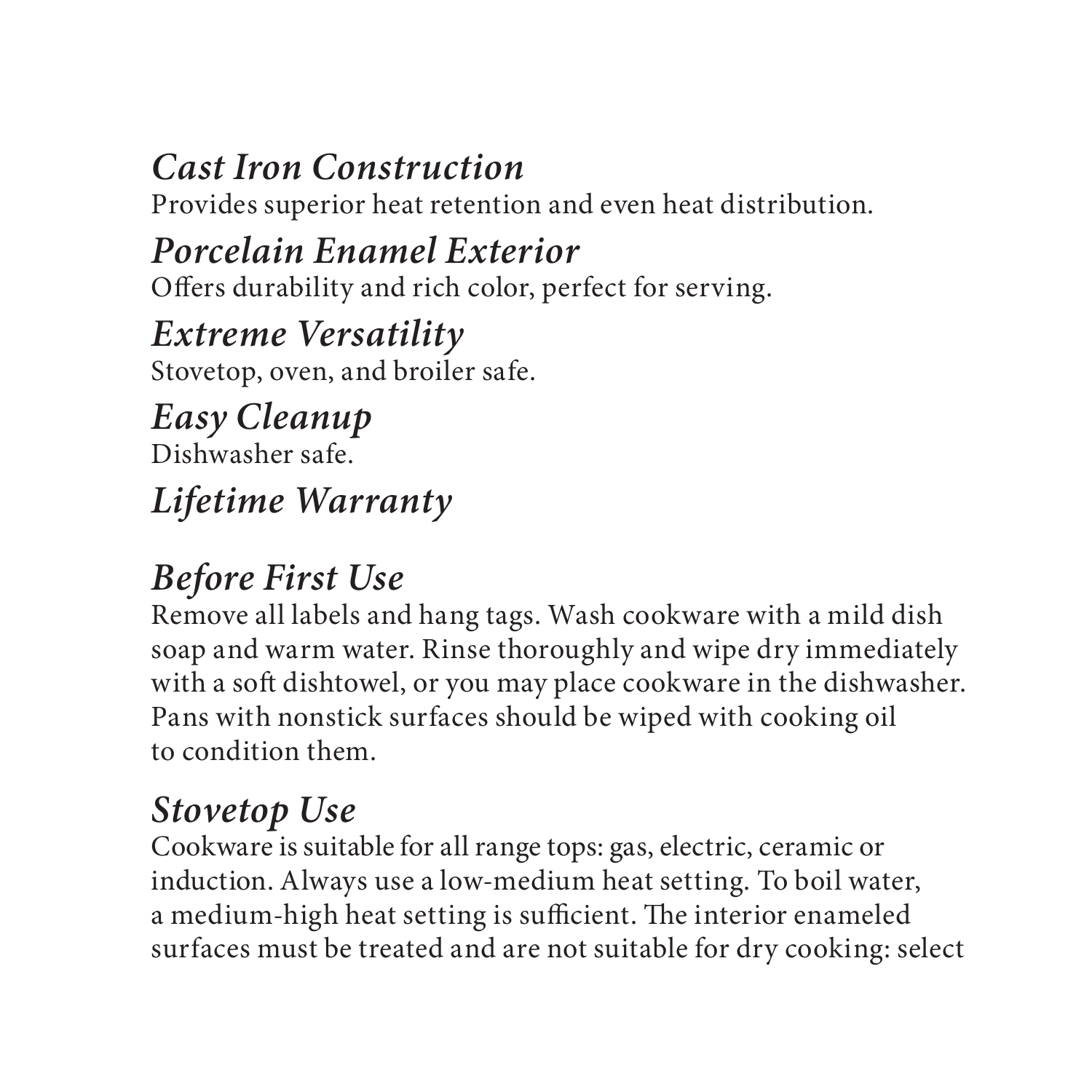### *Cast Iron Construction*
Provides superior heat retention and even heat distribution.

### *Porcelain Enamel Exterior*
Offers durability and rich color, perfect for serving.

### *Extreme Versatility*
Stovetop, oven, and broiler safe.

### *Easy Cleanup*
Dishwasher safe.

### *Lifetime Warranty*

## *Before First Use*
Remove all labels and hang tags. Wash cookware with a mild dish soap and warm water. Rinse thoroughly and wipe dry immediately with a soft dishtowel, or you may place cookware in the dishwasher. Pans with nonstick surfaces should be wiped with cooking oil to condition them.

## *Stovetop Use*
Cookware is suitable for all range tops: gas, electric, ceramic or induction. Always use a low-medium heat setting. To boil water, a medium-high heat setting is sufficient. The interior enameled surfaces must be treated and are not suitable for dry cooking: select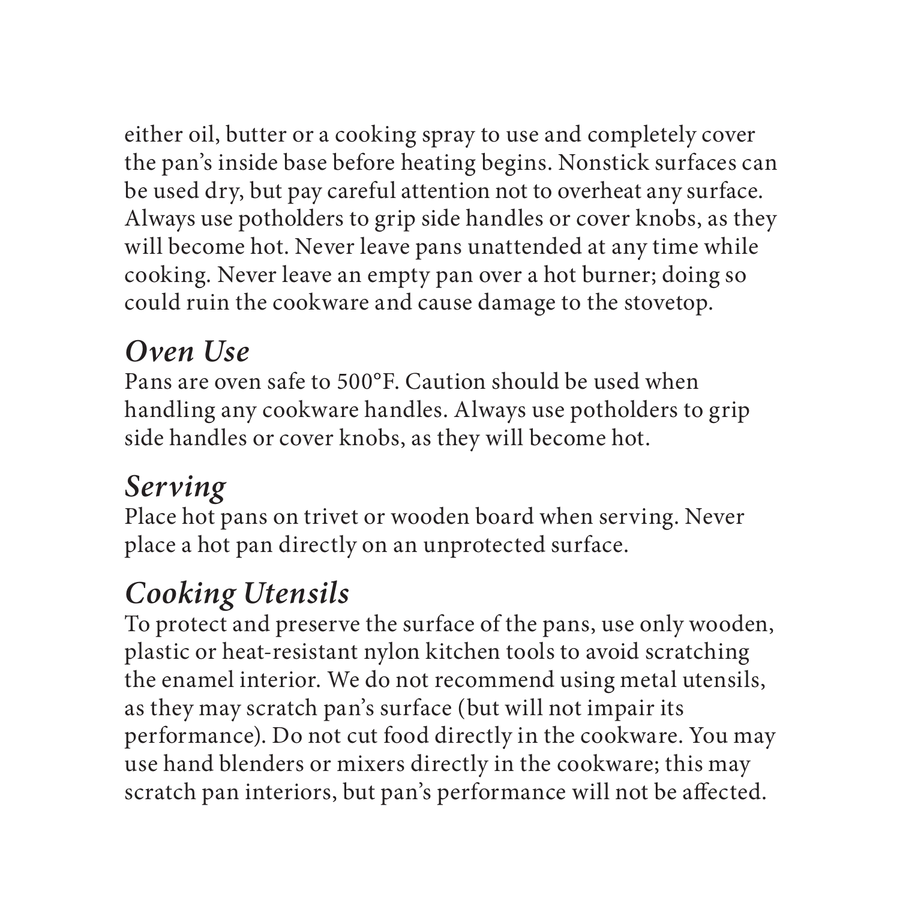either oil, butter or a cooking spray to use and completely cover the pan's inside base before heating begins. Nonstick surfaces can be used dry, but pay careful attention not to overheat any surface. Always use potholders to grip side handles or cover knobs, as they will become hot. Never leave pans unattended at any time while cooking. Never leave an empty pan over a hot burner; doing so could ruin the cookware and cause damage to the stovetop.

## *Oven Use*

Pans are oven safe to 500°F. Caution should be used when handling any cookware handles. Always use potholders to grip side handles or cover knobs, as they will become hot.

## *Serving*

Place hot pans on trivet or wooden board when serving. Never place a hot pan directly on an unprotected surface.

## *Cooking Utensils*

To protect and preserve the surface of the pans, use only wooden, plastic or heat-resistant nylon kitchen tools to avoid scratching the enamel interior. We do not recommend using metal utensils, as they may scratch pan's surface (but will not impair its performance). Do not cut food directly in the cookware. You may use hand blenders or mixers directly in the cookware; this may scratch pan interiors, but pan's performance will not be affected.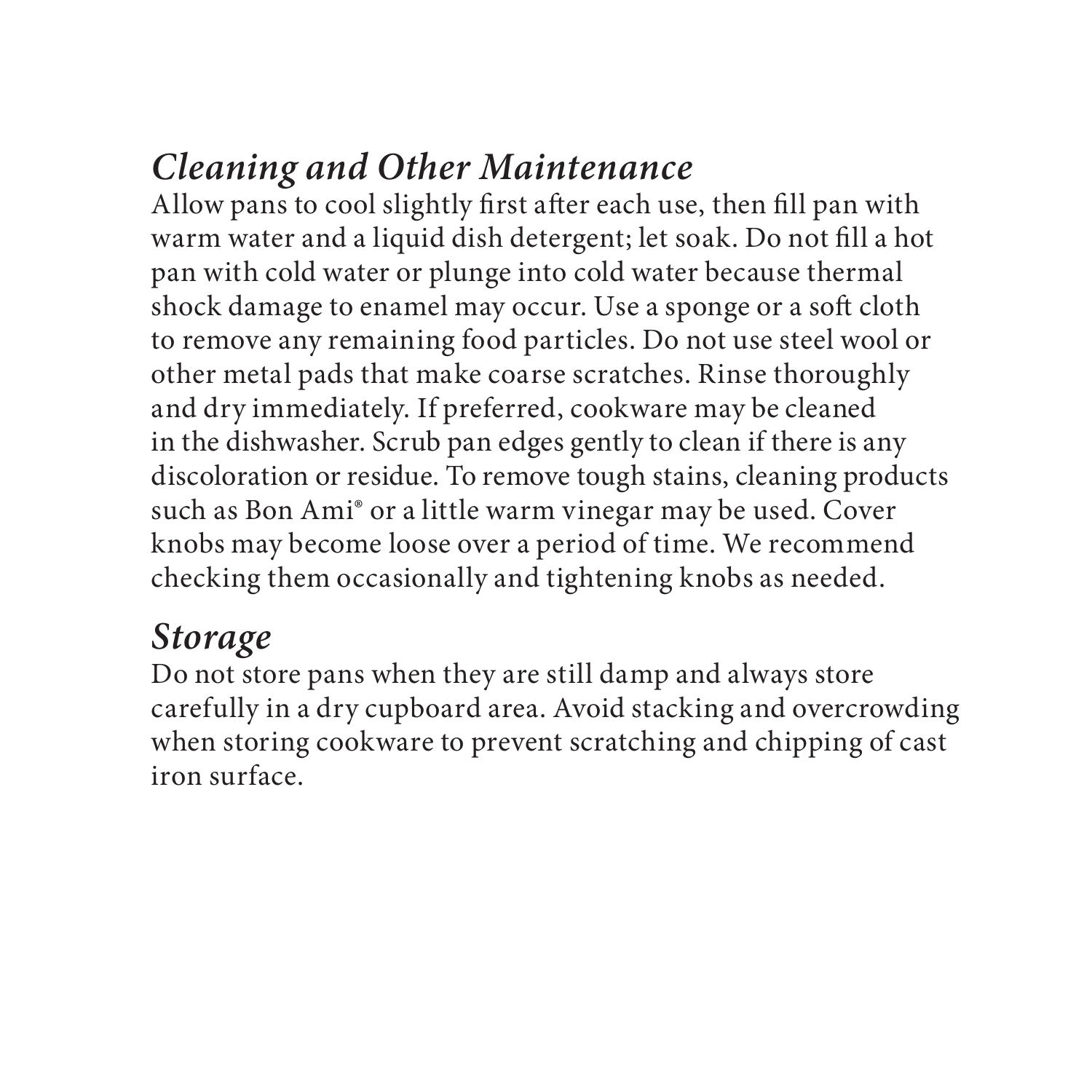## *Cleaning and Other Maintenance*

Allow pans to cool slightly first after each use, then fill pan with warm water and a liquid dish detergent; let soak. Do not fill a hot pan with cold water or plunge into cold water because thermal shock damage to enamel may occur. Use a sponge or a soft cloth to remove any remaining food particles. Do not use steel wool or other metal pads that make coarse scratches. Rinse thoroughly and dry immediately. If preferred, cookware may be cleaned in the dishwasher. Scrub pan edges gently to clean if there is any discoloration or residue. To remove tough stains, cleaning products such as Bon Ami® or a little warm vinegar may be used. Cover knobs may become loose over a period of time. We recommend checking them occasionally and tightening knobs as needed.

## *Storage*

Do not store pans when they are still damp and always store carefully in a dry cupboard area. Avoid stacking and overcrowding when storing cookware to prevent scratching and chipping of cast iron surface.